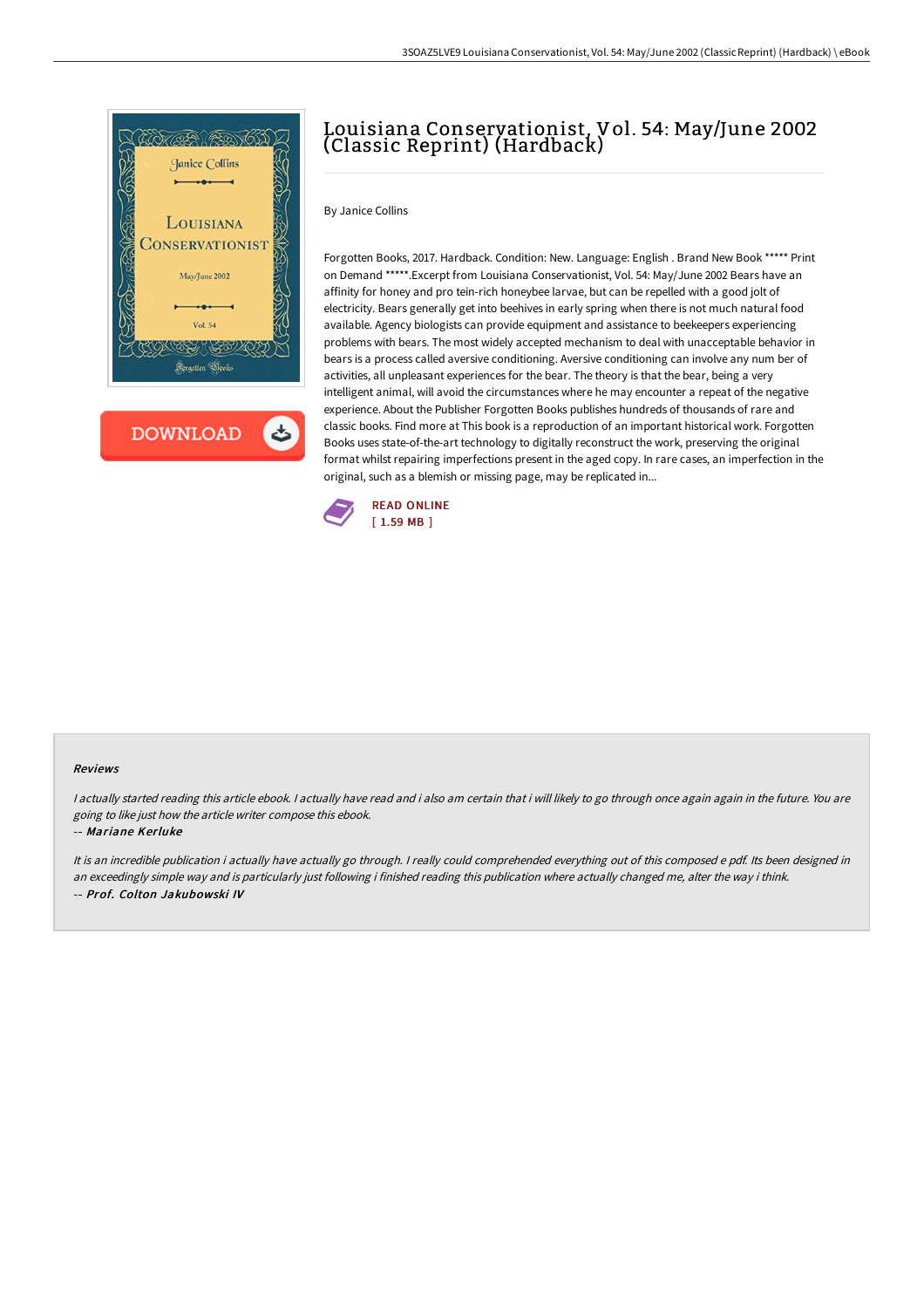# Louisiana Conservationist, Vol. 54: May/June 2002 (Classic Reprint) (Hardback)

By Janice Collins

Forgotten Books, 2017. Hardback. Condition: New. Language: English . Brand New Book ***** Print on Demand *****.Excerpt from Louisiana Conservationist, Vol. 54: May/ June 2002 Bears have an affinity for honey and pro tein-rich honeybee larvae, but can be repelled with a good jolt of electricity. Bears generally get into beehives in early spring when there is not much natural food available. Agency biologists can provide equipment and assistance to beekeepers experiencing problems with bears. The most widely accepted mechanism to deal with unacceptable behavior in bears is a process called aversive conditioning. Aversive conditioning can involve any num ber of activities, all unpleasant experiences for the bear. The theory is that the bear, being a very intelligent animal, will avoid the circumstances where he may encounter a repeat of the negative experience. About the Publisher Forgotten Books publishes hundreds of thousands of rare and classic books. Find more at This book is a reproduction of an important historical work. Forgotten Books uses state-of-the-art technology to digitally reconstruct the work, preserving the original format whilst repairing imperfections present in the aged copy. In rare cases, an imperfection in the original, such as a blemish or missing page, may be replicated in...

READ ONLINE
[ 1.59 MB ]

### Reviews

*I actually started reading this article ebook. I actually have read and i also am certain that i will likely to go through once again again in the future. You are going to like just how the article writer compose this ebook.*

-- *Mariane Kerluke*

*It is an incredible publication i actually have actually go through. I really could comprehended everything out of this composed e pdf. Its been designed in an exceedingly simple way and is particularly just following i finished reading this publication where actually changed me, alter the way i think.*

-- *Prof. Colton Jakubowski IV*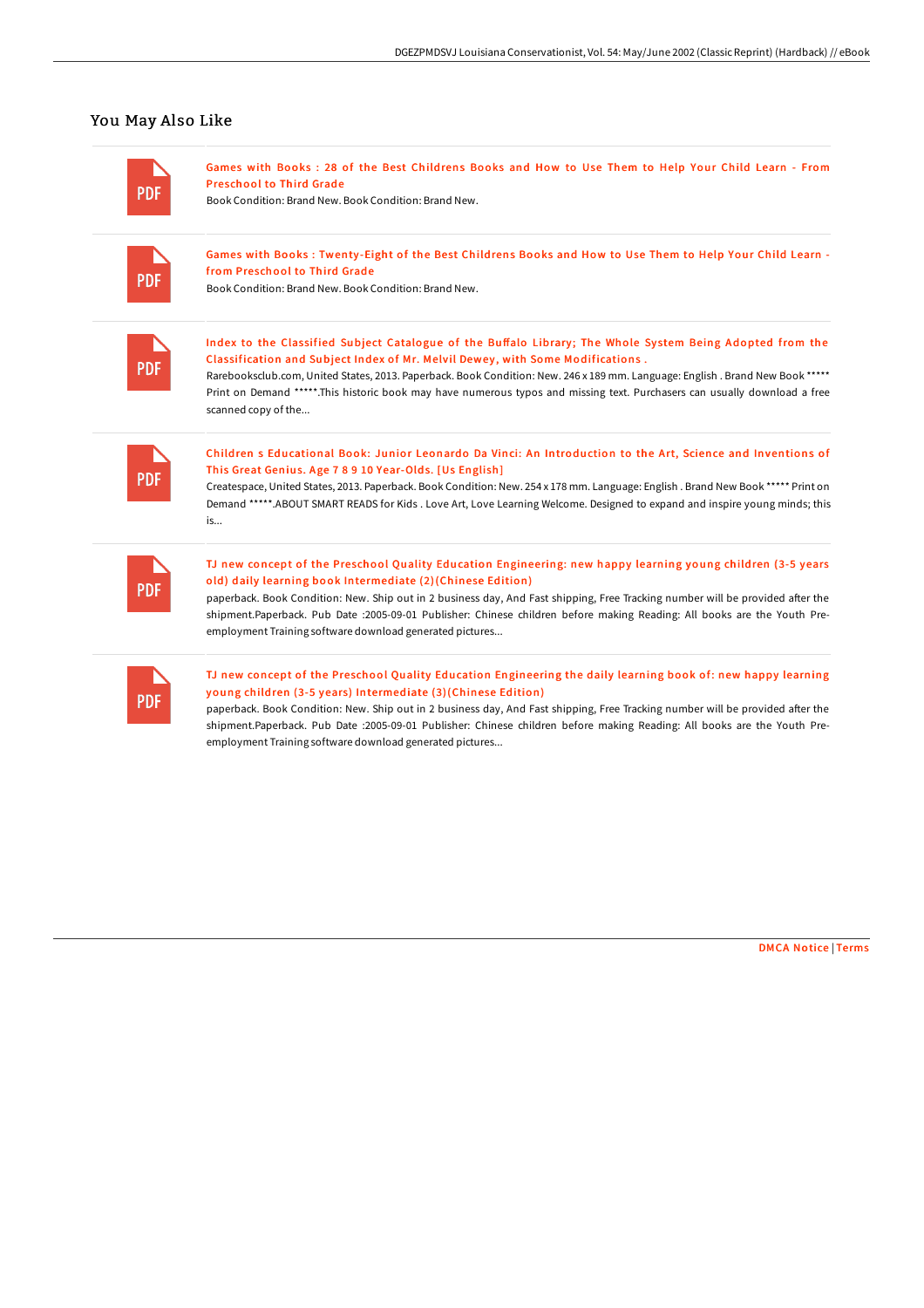## You May Also Like

**Games with Books : 28 of the Best Childrens Books and How to Use Them to Help Your Child Learn - From Preschool to Third Grade**

Book Condition: Brand New. Book Condition: Brand New.

**Games with Books : Twenty-Eight of the Best Childrens Books and How to Use Them to Help Your Child Learn - from Preschool to Third Grade**

Book Condition: Brand New. Book Condition: Brand New.

**Index to the Classified Subject Catalogue of the Buffalo Library; The Whole System Being Adopted from the Classification and Subject Index of Mr. Melvil Dewey, with Some Modifications .**

Rarebooksclub.com, United States, 2013. Paperback. Book Condition: New. 246 x 189 mm. Language: English . Brand New Book ***** Print on Demand *****.This historic book may have numerous typos and missing text. Purchasers can usually download a free scanned copy of the...

**Children s Educational Book: Junior Leonardo Da Vinci: An Introduction to the Art, Science and Inventions of This Great Genius. Age 7 8 9 10 Year-Olds. [Us English]**

Createspace, United States, 2013. Paperback. Book Condition: New. 254 x 178 mm. Language: English . Brand New Book ***** Print on Demand *****.ABOUT SMART READS for Kids . Love Art, Love Learning Welcome. Designed to expand and inspire young minds; this is...

**TJ new concept of the Preschool Quality Education Engineering: new happy learning young children (3-5 years old) daily learning book Intermediate (2)(Chinese Edition)**

paperback. Book Condition: New. Ship out in 2 business day, And Fast shipping, Free Tracking number will be provided after the shipment.Paperback. Pub Date :2005-09-01 Publisher: Chinese children before making Reading: All books are the Youth Pre-employment Training software download generated pictures...

**TJ new concept of the Preschool Quality Education Engineering the daily learning book of: new happy learning young children (3-5 years) Intermediate (3)(Chinese Edition)**

paperback. Book Condition: New. Ship out in 2 business day, And Fast shipping, Free Tracking number will be provided after the shipment.Paperback. Pub Date :2005-09-01 Publisher: Chinese children before making Reading: All books are the Youth Pre-employment Training software download generated pictures...